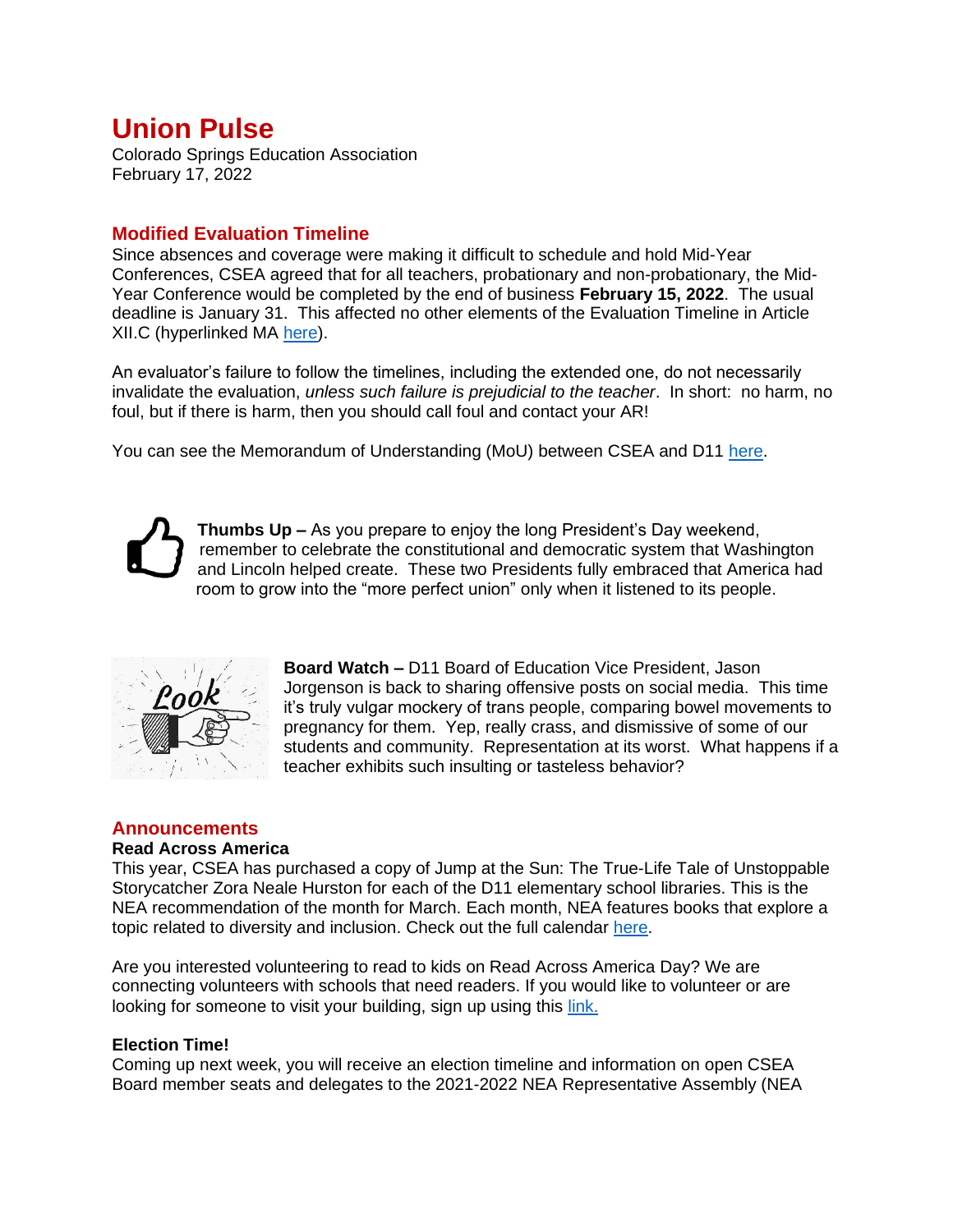# Union Pulse

Colorado Springs Education Association
February 17, 2022

## Modified Evaluation Timeline

Since absences and coverage were making it difficult to schedule and hold Mid-Year Conferences, CSEA agreed that for all teachers, probationary and non-probationary, the Mid-Year Conference would be completed by the end of business **February 15, 2022**. The usual deadline is January 31. This affected no other elements of the Evaluation Timeline in Article XII.C (hyperlinked MA here).

An evaluator's failure to follow the timelines, including the extended one, do not necessarily invalidate the evaluation, *unless such failure is prejudicial to the teacher*. In short: no harm, no foul, but if there is harm, then you should call foul and contact your AR!

You can see the Memorandum of Understanding (MoU) between CSEA and D11 here.

**Thumbs Up –** As you prepare to enjoy the long President's Day weekend, remember to celebrate the constitutional and democratic system that Washington and Lincoln helped create. These two Presidents fully embraced that America had room to grow into the "more perfect union" only when it listened to its people.

**Board Watch –** D11 Board of Education Vice President, Jason Jorgenson is back to sharing offensive posts on social media. This time it's truly vulgar mockery of trans people, comparing bowel movements to pregnancy for them. Yep, really crass, and dismissive of some of our students and community. Representation at its worst. What happens if a teacher exhibits such insulting or tasteless behavior?

## Announcements

### Read Across America

This year, CSEA has purchased a copy of Jump at the Sun: The True-Life Tale of Unstoppable Storycatcher Zora Neale Hurston for each of the D11 elementary school libraries. This is the NEA recommendation of the month for March. Each month, NEA features books that explore a topic related to diversity and inclusion. Check out the full calendar here.

Are you interested volunteering to read to kids on Read Across America Day? We are connecting volunteers with schools that need readers. If you would like to volunteer or are looking for someone to visit your building, sign up using this link.

### Election Time!

Coming up next week, you will receive an election timeline and information on open CSEA Board member seats and delegates to the 2021-2022 NEA Representative Assembly (NEA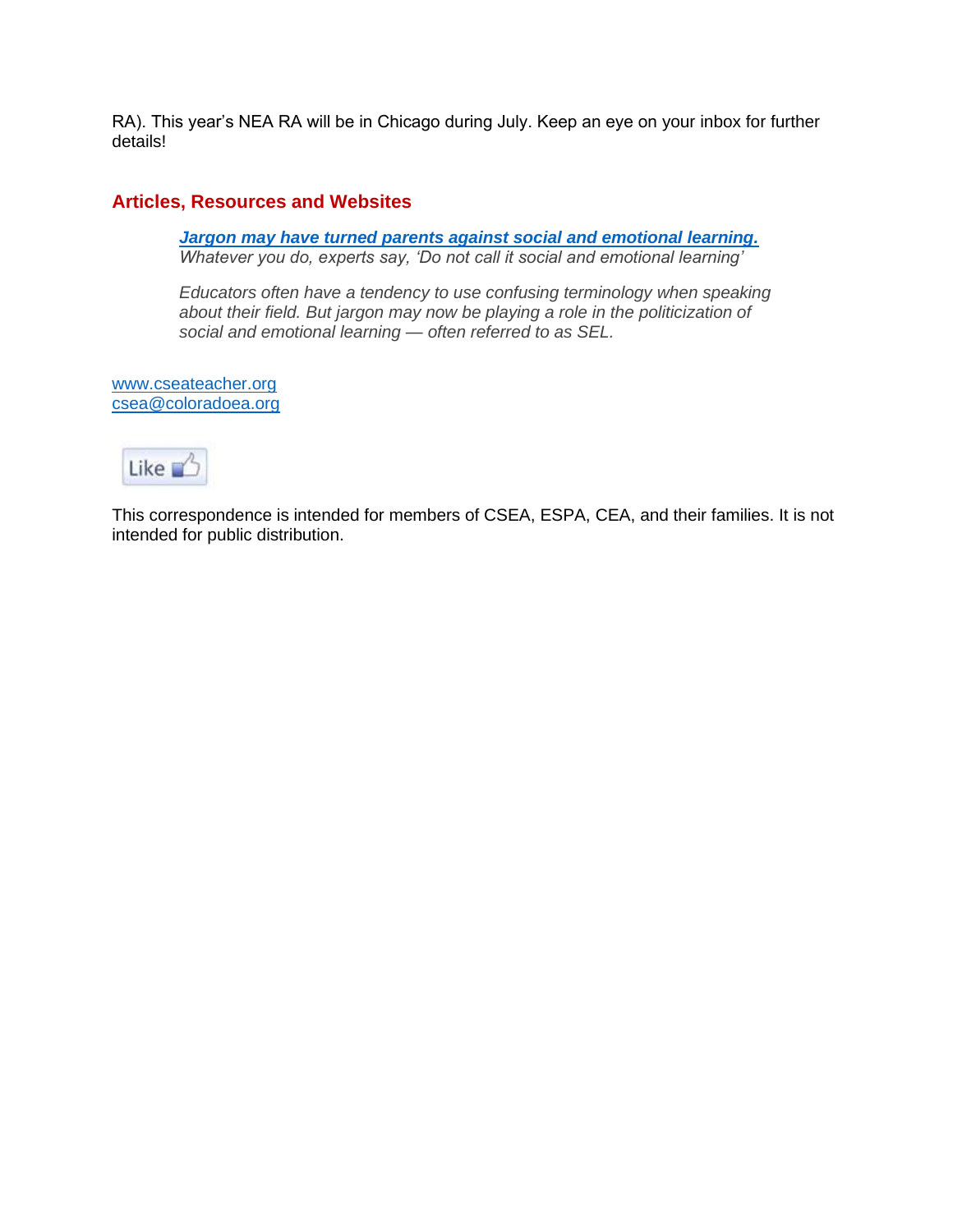RA). This year's NEA RA will be in Chicago during July. Keep an eye on your inbox for further details!

## Articles, Resources and Websites

> ***Jargon may have turned parents against social and emotional learning.***
> *Whatever you do, experts say, 'Do not call it social and emotional learning'*
>
> *Educators often have a tendency to use confusing terminology when speaking about their field. But jargon may now be playing a role in the politicization of social and emotional learning — often referred to as SEL.*

www.cseateacher.org
csea@coloradoea.org

Like

This correspondence is intended for members of CSEA, ESPA, CEA, and their families. It is not intended for public distribution.